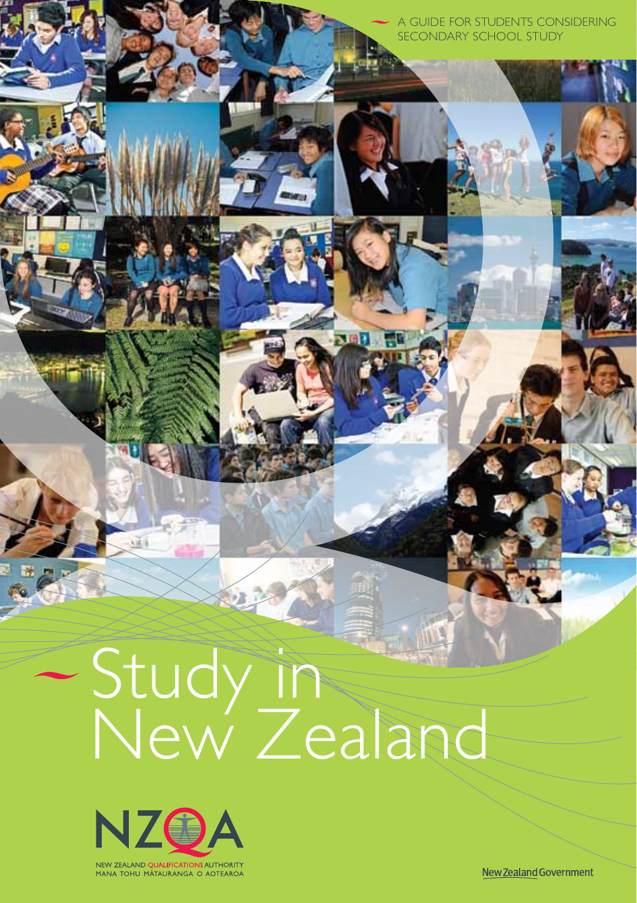A GUIDE FOR STUDENTS CONSIDERING SECONDARY SCHOOL STUDY

# Study in New Zealand

NZQA

NEW ZEALAND QUALIFICATIONS AUTHORITY
MANA TOHU MĀTAURANGA O AOTEAROA

New Zealand Government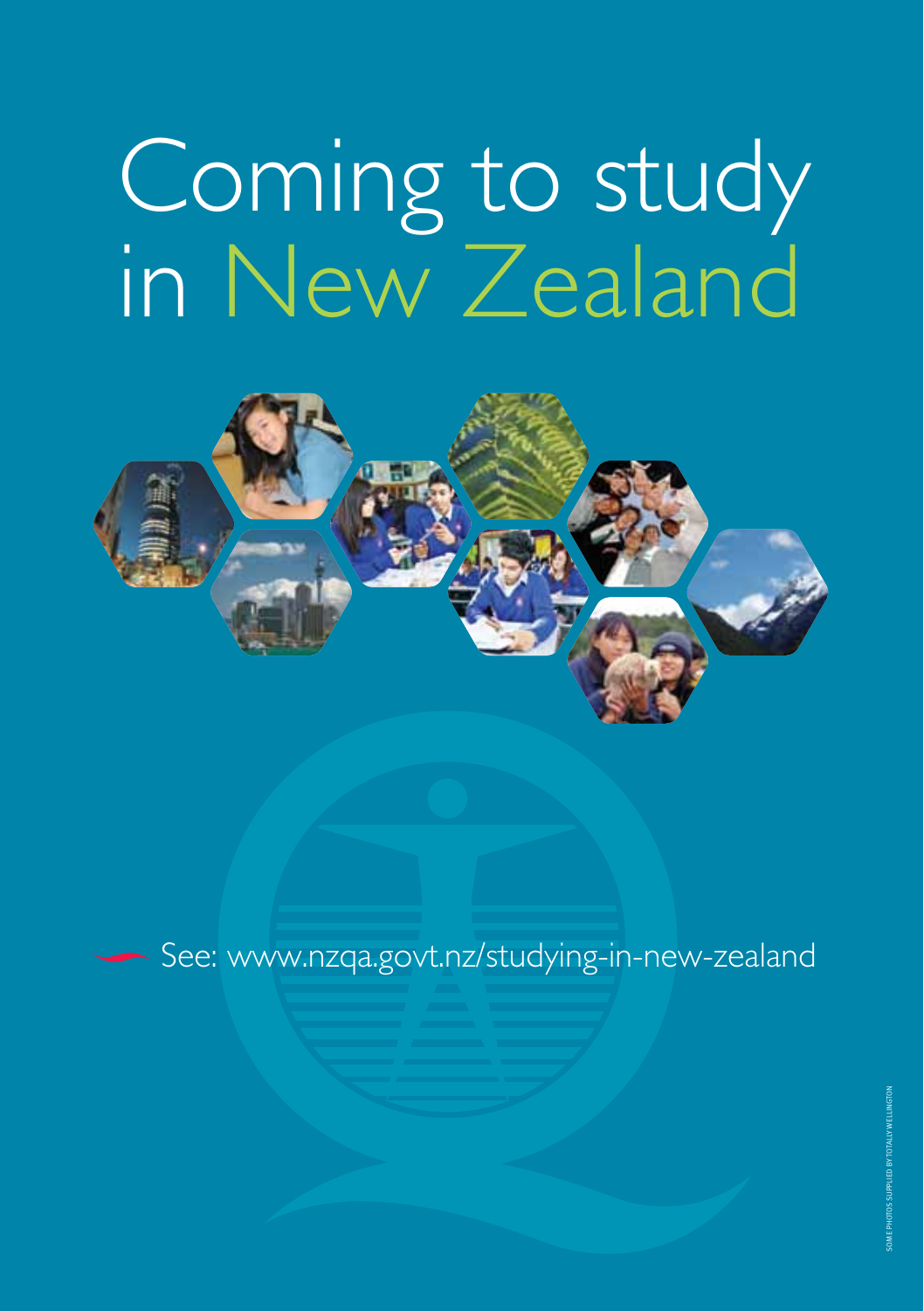# Coming to study in New Zealand

See: www.nzqa.govt.nz/studying-in-new-zealand

SOME PHOTOS SUPPLIED BY TOTALLY WELLINGTON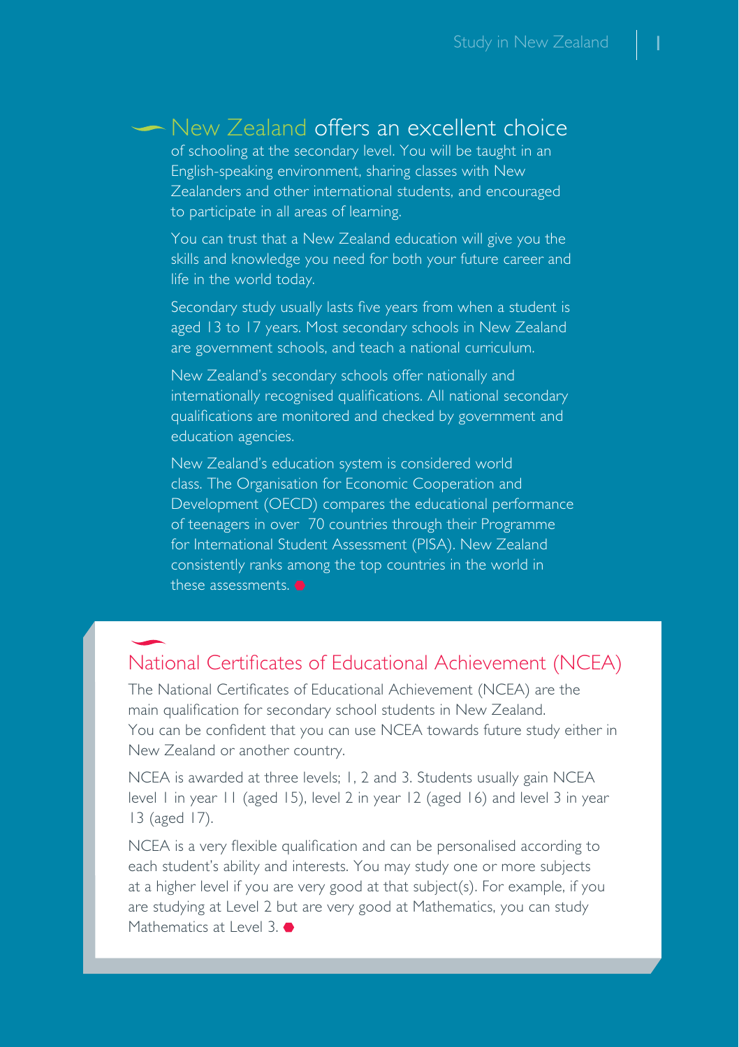**New Zealand offers an excellent choice** of schooling at the secondary level. You will be taught in an English-speaking environment, sharing classes with New Zealanders and other international students, and encouraged to participate in all areas of learning.

You can trust that a New Zealand education will give you the skills and knowledge you need for both your future career and life in the world today.

Secondary study usually lasts five years from when a student is aged 13 to 17 years. Most secondary schools in New Zealand are government schools, and teach a national curriculum.

New Zealand's secondary schools offer nationally and internationally recognised qualifications. All national secondary qualifications are monitored and checked by government and education agencies.

New Zealand's education system is considered world class. The Organisation for Economic Cooperation and Development (OECD) compares the educational performance of teenagers in over 70 countries through their Programme for International Student Assessment (PISA). New Zealand consistently ranks among the top countries in the world in these assessments.

## National Certificates of Educational Achievement (NCEA)

The National Certificates of Educational Achievement (NCEA) are the main qualification for secondary school students in New Zealand. You can be confident that you can use NCEA towards future study either in New Zealand or another country.

NCEA is awarded at three levels; 1, 2 and 3. Students usually gain NCEA level 1 in year 11 (aged 15), level 2 in year 12 (aged 16) and level 3 in year 13 (aged 17).

NCEA is a very flexible qualification and can be personalised according to each student's ability and interests. You may study one or more subjects at a higher level if you are very good at that subject(s). For example, if you are studying at Level 2 but are very good at Mathematics, you can study Mathematics at Level 3.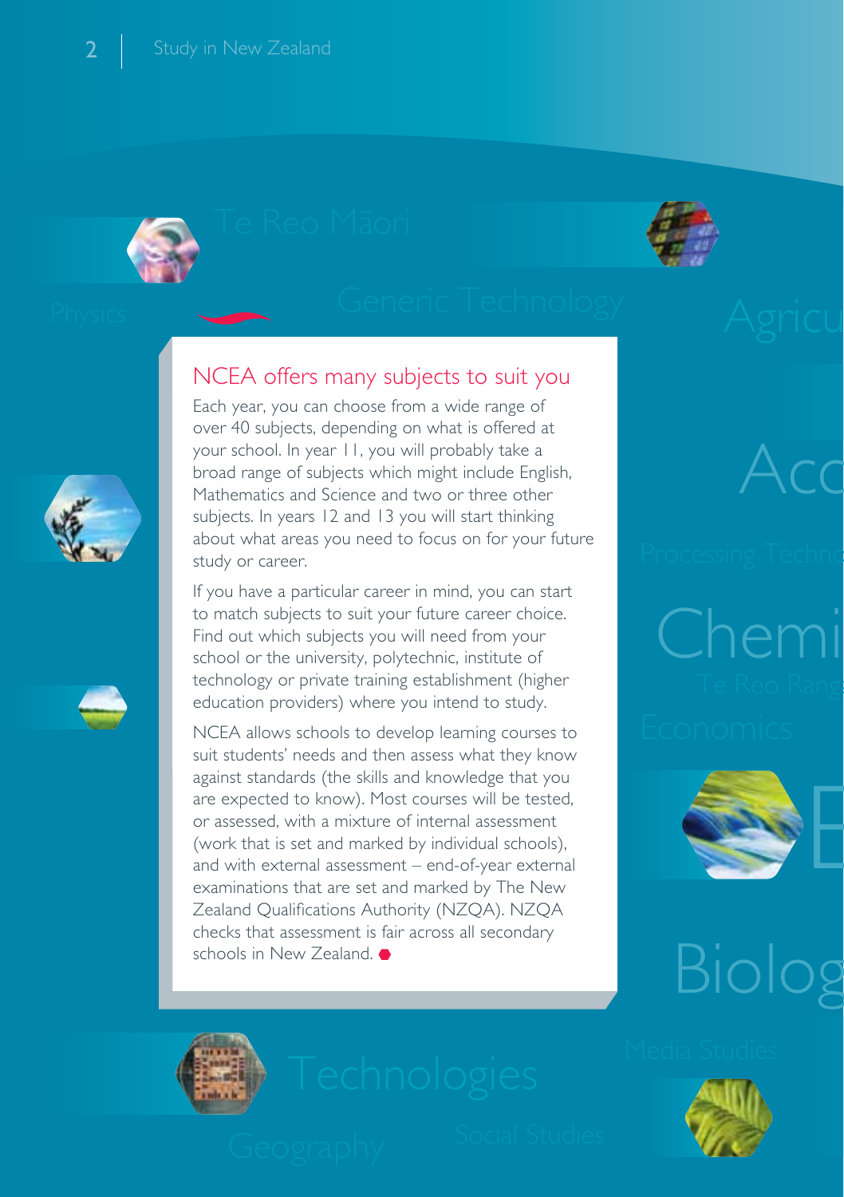## NCEA offers many subjects to suit you

Each year, you can choose from a wide range of over 40 subjects, depending on what is offered at your school. In year 11, you will probably take a broad range of subjects which might include English, Mathematics and Science and two or three other subjects. In years 12 and 13 you will start thinking about what areas you need to focus on for your future study or career.

If you have a particular career in mind, you can start to match subjects to suit your future career choice. Find out which subjects you will need from your school or the university, polytechnic, institute of technology or private training establishment (higher education providers) where you intend to study.

NCEA allows schools to develop learning courses to suit students' needs and then assess what they know against standards (the skills and knowledge that you are expected to know). Most courses will be tested, or assessed, with a mixture of internal assessment (work that is set and marked by individual schools), and with external assessment – end-of-year external examinations that are set and marked by The New Zealand Qualifications Authority (NZQA). NZQA checks that assessment is fair across all secondary schools in New Zealand.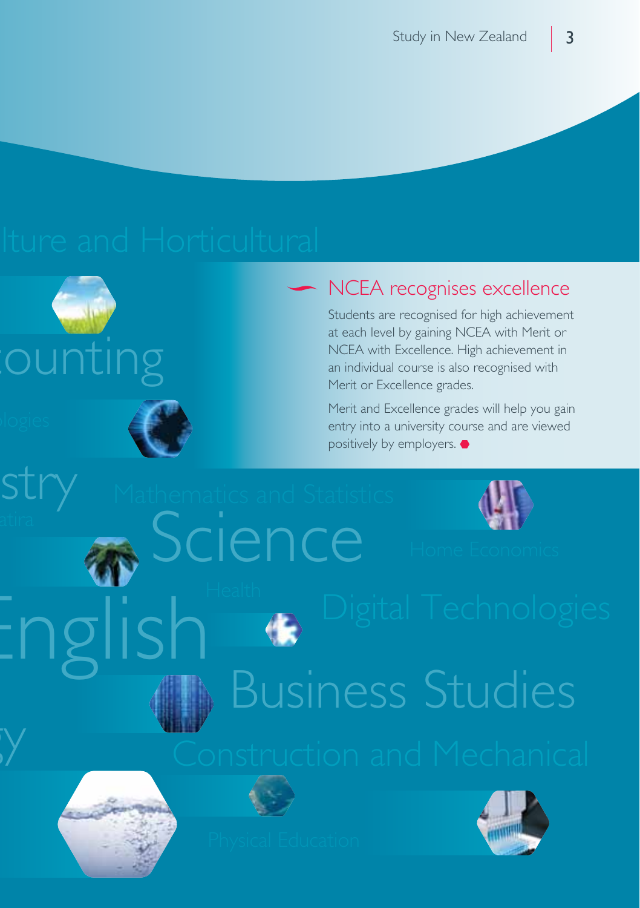## NCEA recognises excellence

Students are recognised for high achievement at each level by gaining NCEA with Merit or NCEA with Excellence. High achievement in an individual course is also recognised with Merit or Excellence grades.

Merit and Excellence grades will help you gain entry into a university course and are viewed positively by employers.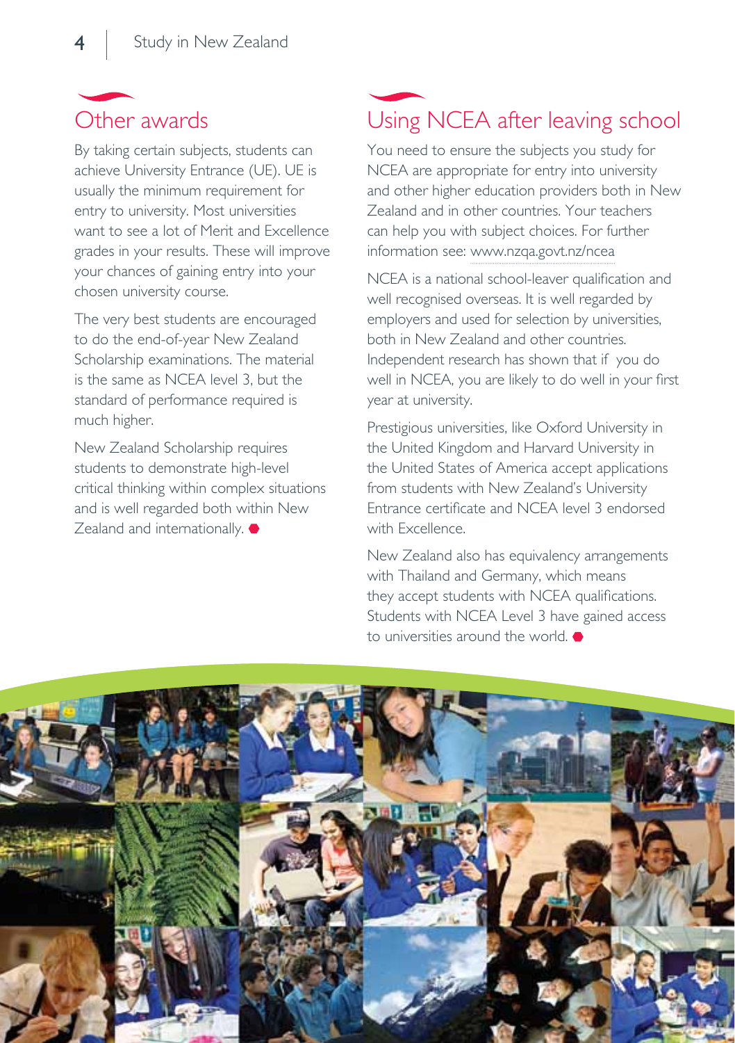## Other awards

By taking certain subjects, students can achieve University Entrance (UE). UE is usually the minimum requirement for entry to university. Most universities want to see a lot of Merit and Excellence grades in your results. These will improve your chances of gaining entry into your chosen university course.

The very best students are encouraged to do the end-of-year New Zealand Scholarship examinations. The material is the same as NCEA level 3, but the standard of performance required is much higher.

New Zealand Scholarship requires students to demonstrate high-level critical thinking within complex situations and is well regarded both within New Zealand and internationally.

## Using NCEA after leaving school

You need to ensure the subjects you study for NCEA are appropriate for entry into university and other higher education providers both in New Zealand and in other countries. Your teachers can help you with subject choices. For further information see: www.nzqa.govt.nz/ncea

NCEA is a national school-leaver qualification and well recognised overseas. It is well regarded by employers and used for selection by universities, both in New Zealand and other countries. Independent research has shown that if you do well in NCEA, you are likely to do well in your first year at university.

Prestigious universities, like Oxford University in the United Kingdom and Harvard University in the United States of America accept applications from students with New Zealand's University Entrance certificate and NCEA level 3 endorsed with Excellence.

New Zealand also has equivalency arrangements with Thailand and Germany, which means they accept students with NCEA qualifications. Students with NCEA Level 3 have gained access to universities around the world.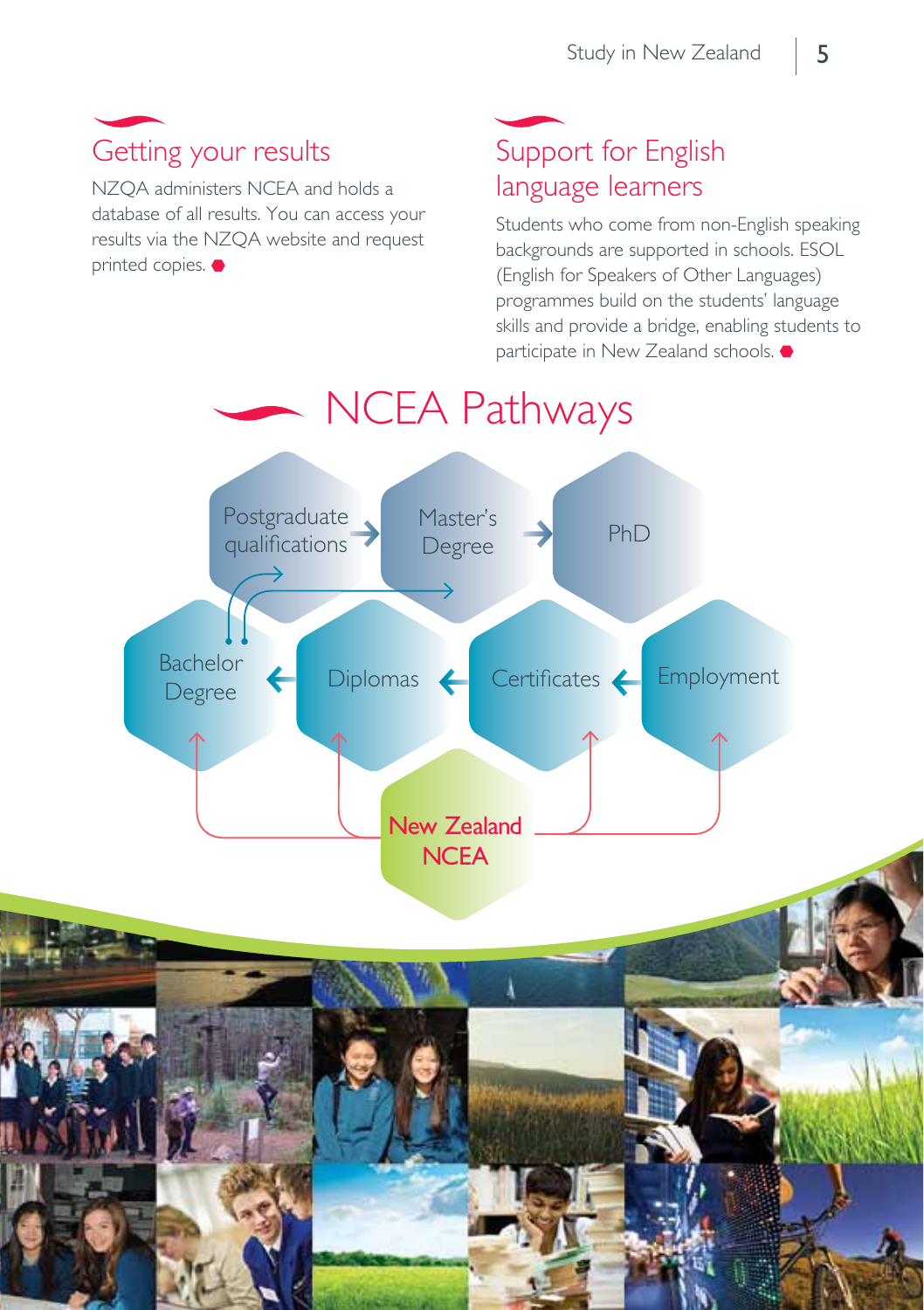## Getting your results

NZQA administers NCEA and holds a database of all results. You can access your results via the NZQA website and request printed copies.

## Support for English language learners

Students who come from non-English speaking backgrounds are supported in schools. ESOL (English for Speakers of Other Languages) programmes build on the students' language skills and provide a bridge, enabling students to participate in New Zealand schools.

## NCEA Pathways

Postgraduate qualifications → Master's Degree → PhD

Bachelor Degree ← Diplomas ← Certificates ← Employment

New Zealand NCEA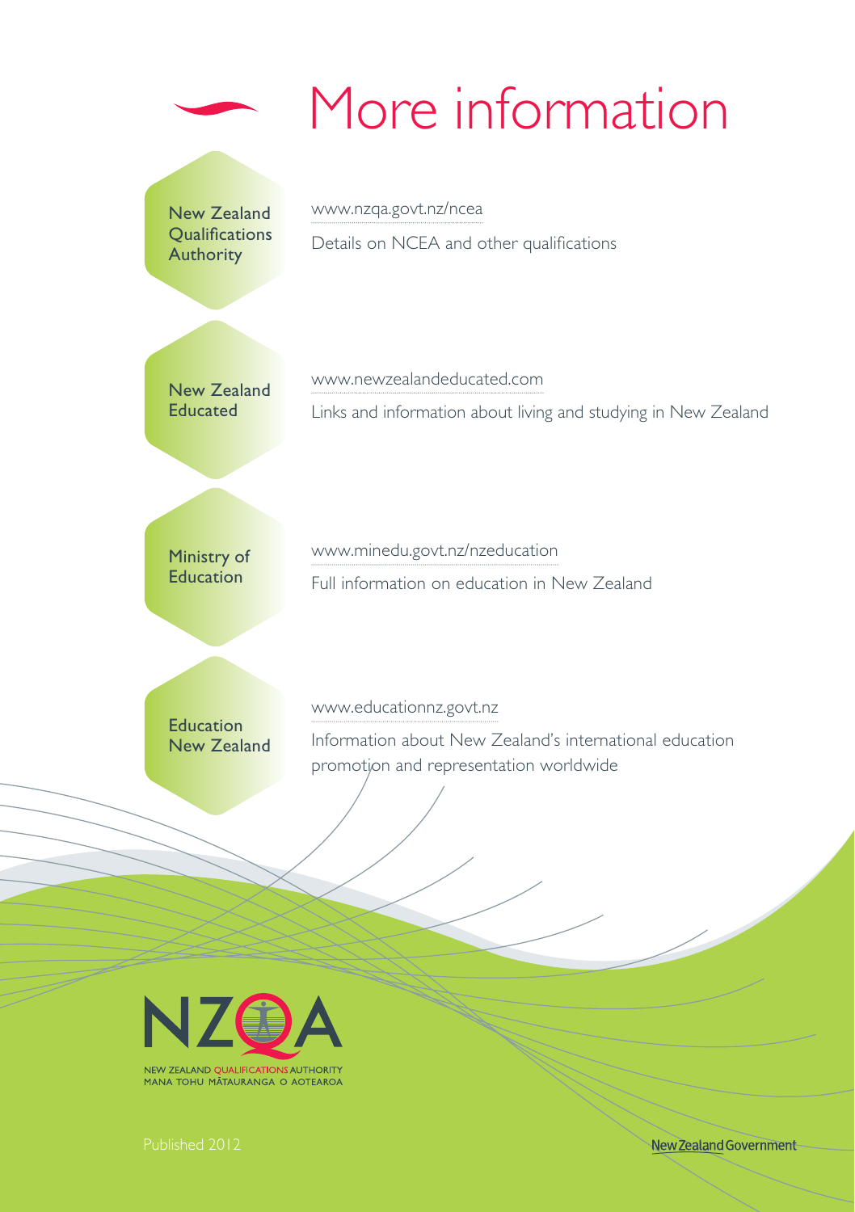# More information

**New Zealand Qualifications Authority**

www.nzqa.govt.nz/ncea

Details on NCEA and other qualifications

**New Zealand Educated**

www.newzealandeducated.com

Links and information about living and studying in New Zealand

**Ministry of Education**

www.minedu.govt.nz/nzeducation

Full information on education in New Zealand

**Education New Zealand**

www.educationnz.govt.nz

Information about New Zealand's international education promotion and representation worldwide

NZQA

NEW ZEALAND QUALIFICATIONS AUTHORITY
MANA TOHU MĀTAURANGA O AOTEAROA

Published 2012

New Zealand Government